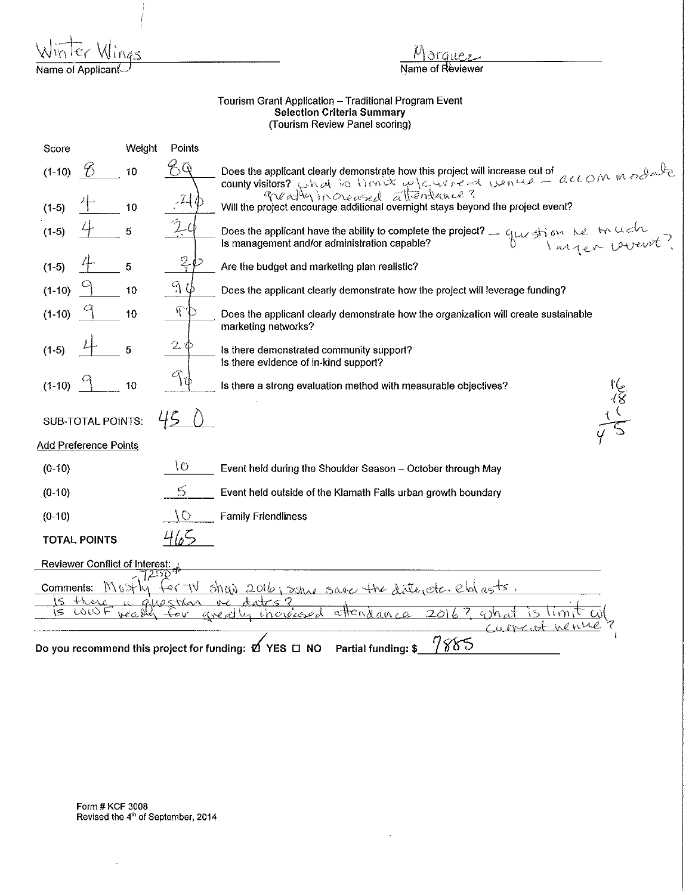Winter Wings
Name of Applicant

Marquez
Name of Reviewer

Tourism Grant Application – Traditional Program Event
**Selection Criteria Summary**
(Tourism Review Panel scoring)

| Score | | Weight | Points | |
|---|---|---|---|---|
| (1-10) | 8 | 10 | 80 | Does the applicant clearly demonstrate how this project will increase out of county visitors? what is limit w/current venue – accommodate greatly increased attendance? |
| (1-5) | 4 | 10 | 40 | Will the project encourage additional overnight stays beyond the project event? |
| (1-5) | 4 | 5 | 20 | Does the applicant have the ability to complete the project? Is management and/or administration capable? — question re much larger event? |
| (1-5) | 4 | 5 | 20 | Are the budget and marketing plan realistic? |
| (1-10) | 9 | 10 | 90 | Does the applicant clearly demonstrate how the project will leverage funding? |
| (1-10) | 9 | 10 | 90 | Does the applicant clearly demonstrate how the organization will create sustainable marketing networks? |
| (1-5) | 4 | 5 | 20 | Is there demonstrated community support? Is there evidence of in-kind support? |
| (1-10) | 9 | 10 | 90 | Is there a strong evaluation method with measurable objectives? |

16
18
11
45

**SUB-TOTAL POINTS:** 450

Add Preference Points

| | Points | |
|---|---|---|
| (0-10) | 10 | Event held during the Shoulder Season – October through May |
| (0-10) | 5 | Event held outside of the Klamath Falls urban growth boundary |
| (0-10) | 10 | Family Friendliness |

**TOTAL POINTS** 465

Reviewer Conflict of Interest: ∅

Comments: 7250# Mostly for TV show 2016; some save the date, etc. eblasts.
Is there a question re dates?
Is LOWF ready for greatly increased attendance 2016? what is limit w/ current venue?

**Do you recommend this project for funding:** ☑ YES ☐ NO **Partial funding: $** 7885

Form # KCF 3008
Revised the 4th of September, 2014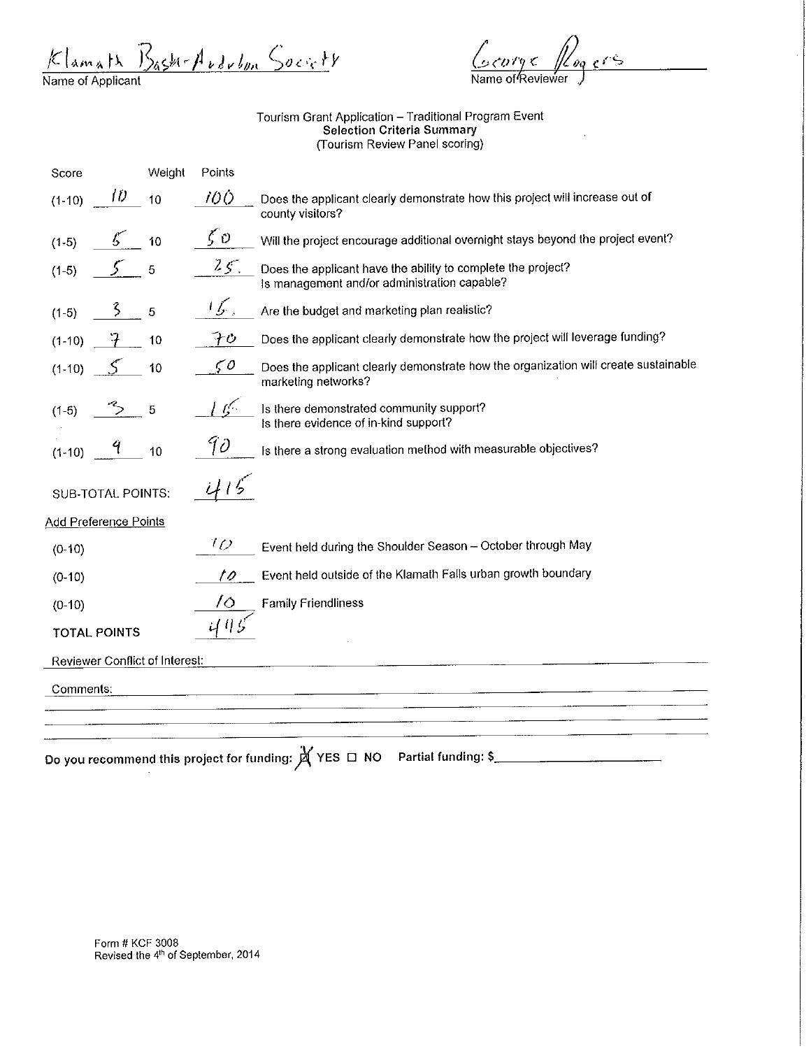Klamath Basin Audubon Society
Name of Applicant

George Rogers
Name of Reviewer

Tourism Grant Application – Traditional Program Event
**Selection Criteria Summary**
(Tourism Review Panel scoring)

| Score | | Weight | Points | |
|---|---|---|---|---|
| (1-10) | 10 | 10 | 100 | Does the applicant clearly demonstrate how this project will increase out of county visitors? |
| (1-5) | 5 | 10 | 50 | Will the project encourage additional overnight stays beyond the project event? |
| (1-5) | 5 | 5 | 25. | Does the applicant have the ability to complete the project? Is management and/or administration capable? |
| (1-5) | 3 | 5 | 15. | Are the budget and marketing plan realistic? |
| (1-10) | 7 | 10 | 70 | Does the applicant clearly demonstrate how the project will leverage funding? |
| (1-10) | 5 | 10 | 50 | Does the applicant clearly demonstrate how the organization will create sustainable marketing networks? |
| (1-5) | 3 | 5 | 15 | Is there demonstrated community support? Is there evidence of in-kind support? |
| (1-10) | 9 | 10 | 90 | Is there a strong evaluation method with measurable objectives? |

SUB-TOTAL POINTS: 415

Add Preference Points

| | Points | |
|---|---|---|
| (0-10) | 10 | Event held during the Shoulder Season – October through May |
| (0-10) | 10 | Event held outside of the Klamath Falls urban growth boundary |
| (0-10) | 10 | Family Friendliness |

TOTAL POINTS 445

Reviewer Conflict of Interest:

Comments:

**Do you recommend this project for funding:** ☒ YES ☐ NO **Partial funding: $**

Form # KCF 3008
Revised the 4th of September, 2014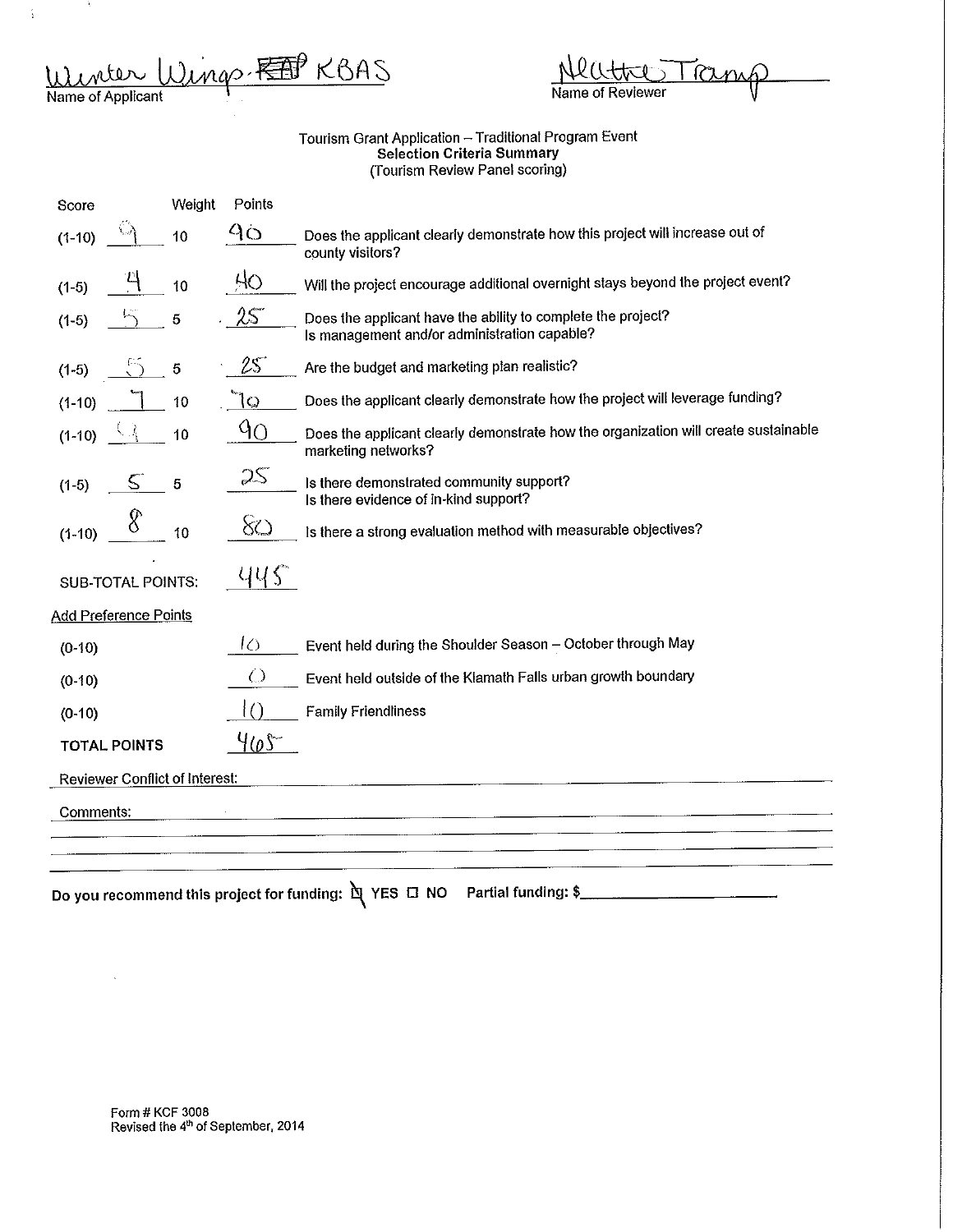Winter Wings ~~KAP~~ KBAS
Name of Applicant

Nlattie Tramp
Name of Reviewer

Tourism Grant Application – Traditional Program Event
**Selection Criteria Summary**
(Tourism Review Panel scoring)

| Score | | Weight | Points | |
|---|---|---|---|---|
| (1-10) | 9 | 10 | 90 | Does the applicant clearly demonstrate how this project will increase out of county visitors? |
| (1-5) | 4 | 10 | 40 | Will the project encourage additional overnight stays beyond the project event? |
| (1-5) | 5 | 5 | 25 | Does the applicant have the ability to complete the project? Is management and/or administration capable? |
| (1-5) | 5 | 5 | 25 | Are the budget and marketing plan realistic? |
| (1-10) | 7 | 10 | 70 | Does the applicant clearly demonstrate how the project will leverage funding? |
| (1-10) | 9 | 10 | 90 | Does the applicant clearly demonstrate how the organization will create sustainable marketing networks? |
| (1-5) | 5 | 5 | 25 | Is there demonstrated community support? Is there evidence of in-kind support? |
| (1-10) | 8 | 10 | 80 | Is there a strong evaluation method with measurable objectives? |

SUB-TOTAL POINTS: 445

Add Preference Points

| | Points | |
|---|---|---|
| (0-10) | 10 | Event held during the Shoulder Season – October through May |
| (0-10) | 0 | Event held outside of the Klamath Falls urban growth boundary |
| (0-10) | 10 | Family Friendliness |

TOTAL POINTS 465

Reviewer Conflict of Interest: ___

Comments: ___

**Do you recommend this project for funding:** ☒ YES ☐ NO Partial funding: $___

Form # KCF 3008
Revised the 4th of September, 2014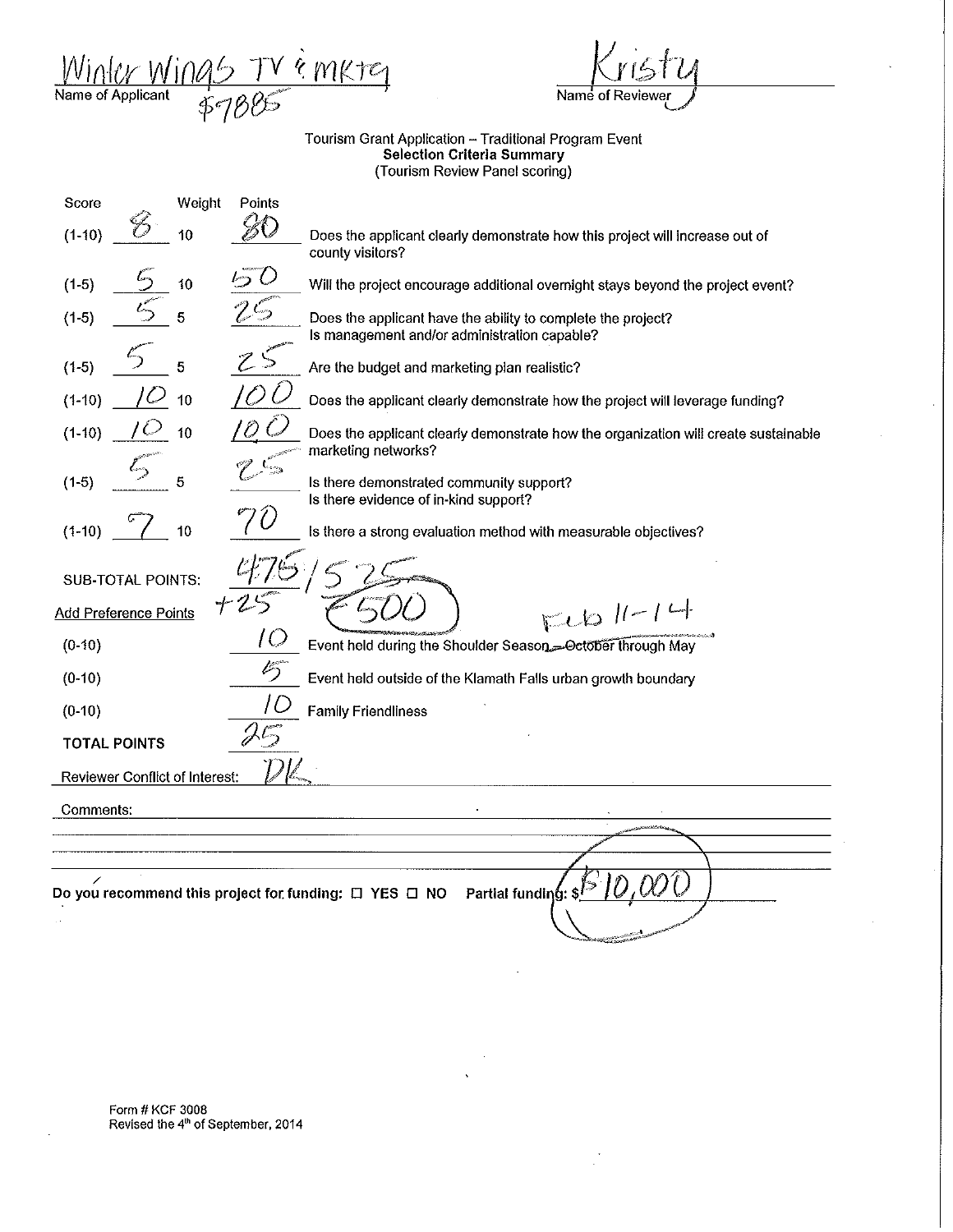Winter Wings TV & MKTG
Name of Applicant
$7885

Kristy
Name of Reviewer

Tourism Grant Application – Traditional Program Event
**Selection Criteria Summary**
(Tourism Review Panel scoring)

| Score | | Weight | Points | |
|---|---|---|---|---|
| (1-10) | 8 | 10 | 80 | Does the applicant clearly demonstrate how this project will increase out of county visitors? |
| (1-5) | 5 | 10 | 50 | Will the project encourage additional overnight stays beyond the project event? |
| (1-5) | 5 | 5 | 25 | Does the applicant have the ability to complete the project? Is management and/or administration capable? |
| (1-5) | 5 | 5 | 25 | Are the budget and marketing plan realistic? |
| (1-10) | 10 | 10 | 100 | Does the applicant clearly demonstrate how the project will leverage funding? |
| (1-10) | 10 | 10 | 100 | Does the applicant clearly demonstrate how the organization will create sustainable marketing networks? |
| (1-5) | 5 | 5 | 25 | Is there demonstrated community support? Is there evidence of in-kind support? |
| (1-10) | 7 | 10 | 70 | Is there a strong evaluation method with measurable objectives? |

SUB-TOTAL POINTS: 475/525 — 500
+25

<u>Add Preference Points</u>

| | Points | |
|---|---|---|
| (0-10) | 10 | Event held during the Shoulder Season – October through May (Feb 11-14) |
| (0-10) | 5 | Event held outside of the Klamath Falls urban growth boundary |
| (0-10) | 10 | Family Friendliness |
| **TOTAL POINTS** | 25 | |

Reviewer Conflict of Interest: DK

Comments:

**Do you recommend this project for funding:** ☐ **YES** ☐ **NO** **Partial funding:** $ $10,000

Form # KCF 3008
Revised the 4th of September, 2014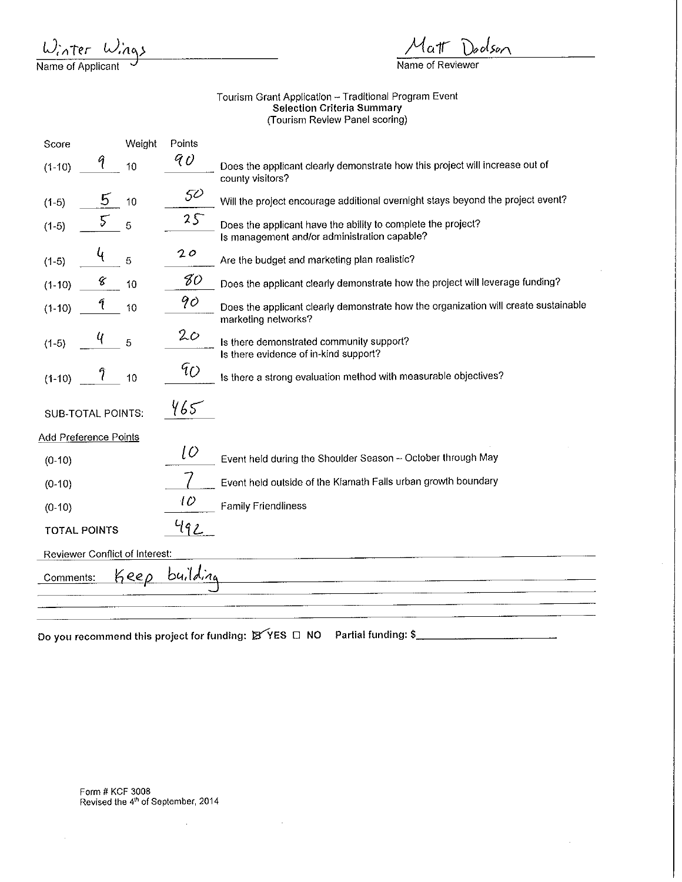Winter Wings
Name of Applicant

Matt Dodson
Name of Reviewer

Tourism Grant Application – Traditional Program Event
**Selection Criteria Summary**
(Tourism Review Panel scoring)

| Score | | Weight | Points | |
|---|---|---|---|---|
| (1-10) | 9 | 10 | 90 | Does the applicant clearly demonstrate how this project will increase out of county visitors? |
| (1-5) | 5 | 10 | 50 | Will the project encourage additional overnight stays beyond the project event? |
| (1-5) | 5 | 5 | 25 | Does the applicant have the ability to complete the project? Is management and/or administration capable? |
| (1-5) | 4 | 5 | 20 | Are the budget and marketing plan realistic? |
| (1-10) | 8 | 10 | 80 | Does the applicant clearly demonstrate how the project will leverage funding? |
| (1-10) | 9 | 10 | 90 | Does the applicant clearly demonstrate how the organization will create sustainable marketing networks? |
| (1-5) | 4 | 5 | 20 | Is there demonstrated community support? Is there evidence of in-kind support? |
| (1-10) | 9 | 10 | 90 | Is there a strong evaluation method with measurable objectives? |
| SUB-TOTAL POINTS: | | | 465 | |

Add Preference Points

| | Points | |
|---|---|---|
| (0-10) | 10 | Event held during the Shoulder Season – October through May |
| (0-10) | 7 | Event held outside of the Klamath Falls urban growth boundary |
| (0-10) | 10 | Family Friendliness |
| TOTAL POINTS | 492 | |

Reviewer Conflict of Interest:

Comments: Keep building

Do you recommend this project for funding: ☒ YES ☐ NO Partial funding: $\_\_\_\_\_\_\_\_

Form # KCF 3008
Revised the 4th of September, 2014